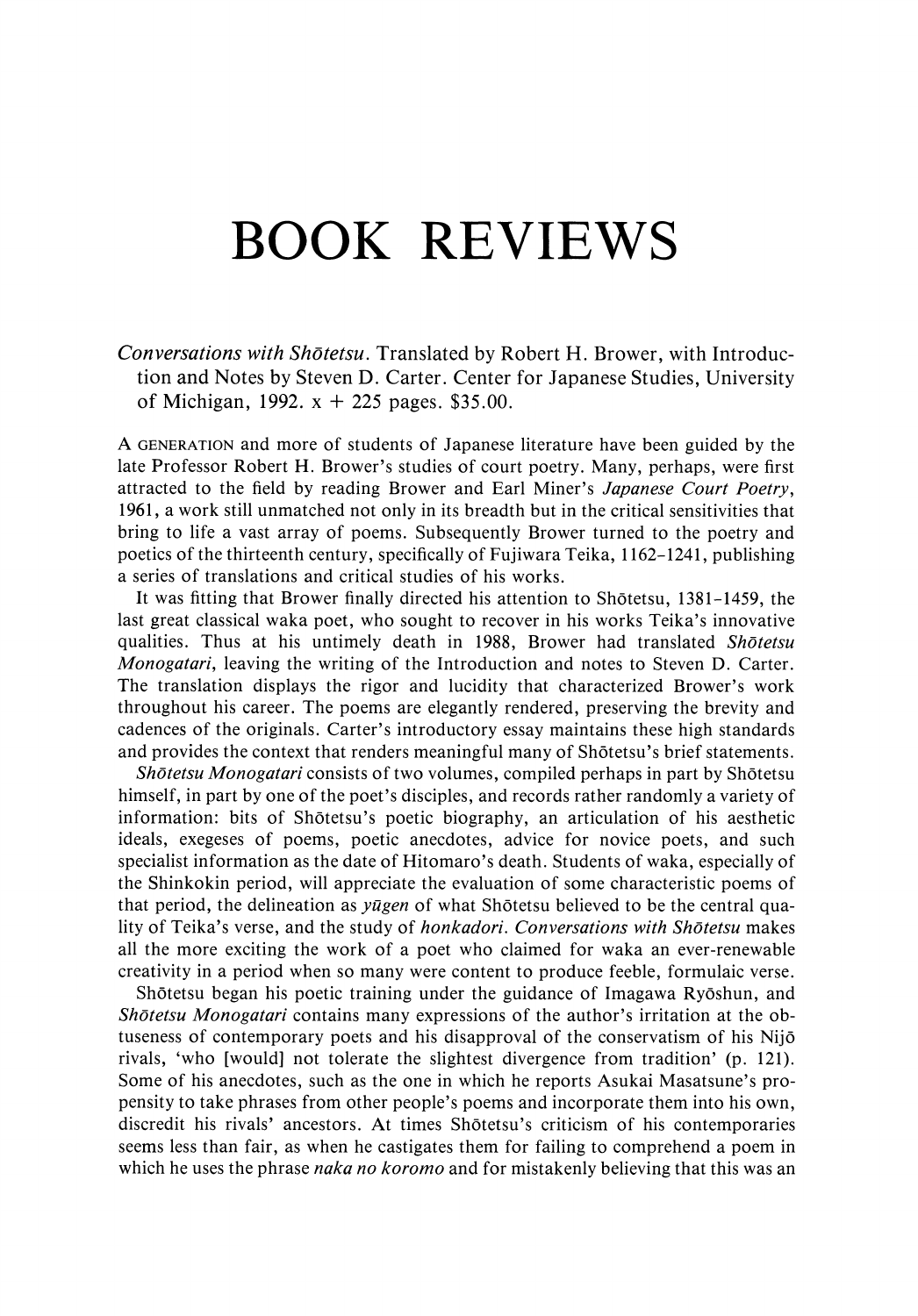# BOOK REVIEWS

*Conversations with Shōtetsu*. Translated by Robert H. Brower, with Introduction and Notes by Steven D. Carter. Center for Japanese Studies, University of Michigan, 1992. x + 225 pages. $35.00.

A GENERATION and more of students of Japanese literature have been guided by the late Professor Robert H. Brower's studies of court poetry. Many, perhaps, were first attracted to the field by reading Brower and Earl Miner's *Japanese Court Poetry*, 1961, a work still unmatched not only in its breadth but in the critical sensitivities that bring to life a vast array of poems. Subsequently Brower turned to the poetry and poetics of the thirteenth century, specifically of Fujiwara Teika, 1162–1241, publishing a series of translations and critical studies of his works.

It was fitting that Brower finally directed his attention to Shōtetsu, 1381–1459, the last great classical waka poet, who sought to recover in his works Teika's innovative qualities. Thus at his untimely death in 1988, Brower had translated *Shōtetsu Monogatari*, leaving the writing of the Introduction and notes to Steven D. Carter. The translation displays the rigor and lucidity that characterized Brower's work throughout his career. The poems are elegantly rendered, preserving the brevity and cadences of the originals. Carter's introductory essay maintains these high standards and provides the context that renders meaningful many of Shōtetsu's brief statements.

*Shōtetsu Monogatari* consists of two volumes, compiled perhaps in part by Shōtetsu himself, in part by one of the poet's disciples, and records rather randomly a variety of information: bits of Shōtetsu's poetic biography, an articulation of his aesthetic ideals, exegeses of poems, poetic anecdotes, advice for novice poets, and such specialist information as the date of Hitomaro's death. Students of waka, especially of the Shinkokin period, will appreciate the evaluation of some characteristic poems of that period, the delineation as *yūgen* of what Shōtetsu believed to be the central quality of Teika's verse, and the study of *honkadori*. *Conversations with Shōtetsu* makes all the more exciting the work of a poet who claimed for waka an ever-renewable creativity in a period when so many were content to produce feeble, formulaic verse.

Shōtetsu began his poetic training under the guidance of Imagawa Ryōshun, and *Shōtetsu Monogatari* contains many expressions of the author's irritation at the obtuseness of contemporary poets and his disapproval of the conservatism of his Nijō rivals, 'who [would] not tolerate the slightest divergence from tradition' (p. 121). Some of his anecdotes, such as the one in which he reports Asukai Masatsune's propensity to take phrases from other people's poems and incorporate them into his own, discredit his rivals' ancestors. At times Shōtetsu's criticism of his contemporaries seems less than fair, as when he castigates them for failing to comprehend a poem in which he uses the phrase *naka no koromo* and for mistakenly believing that this was an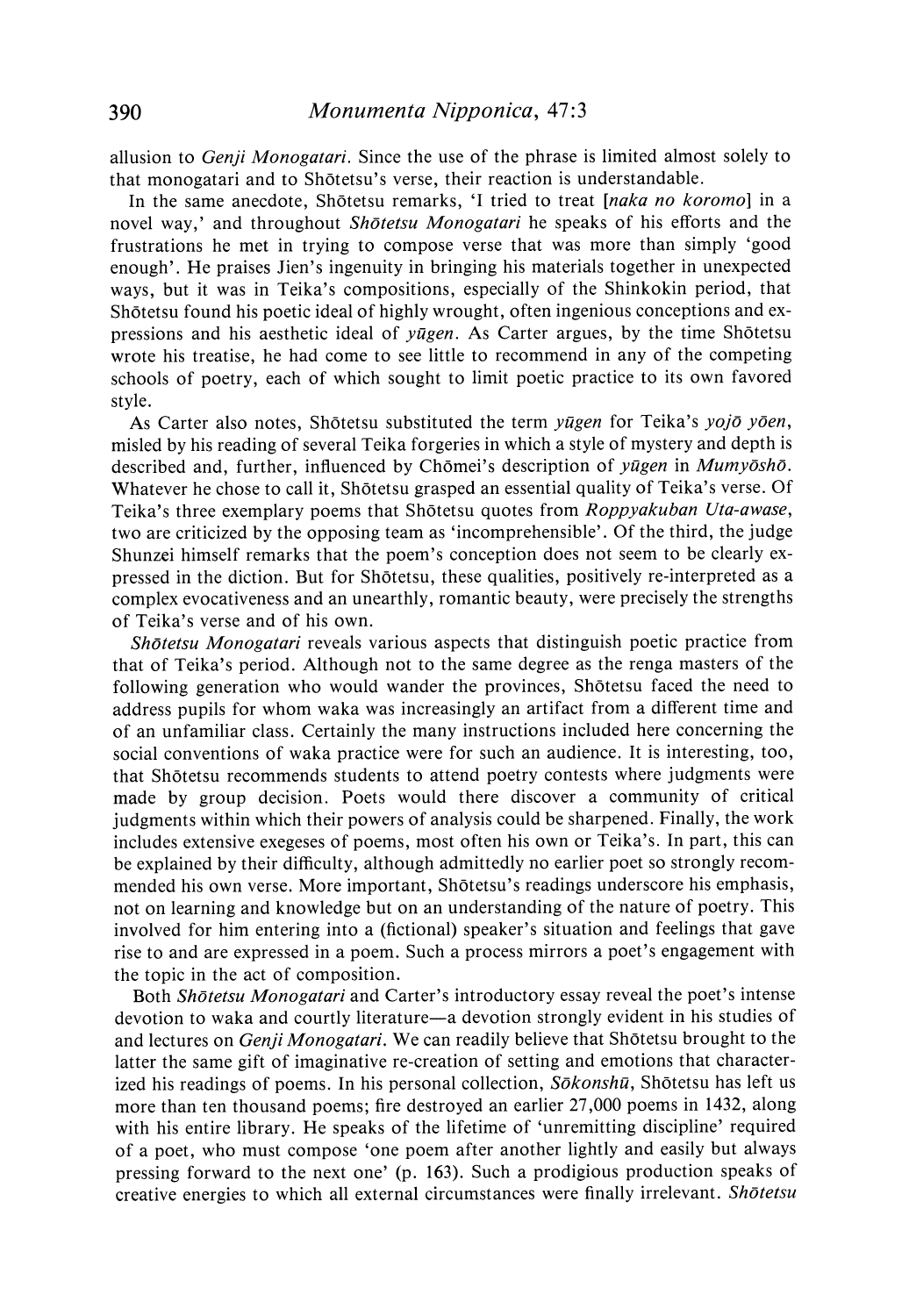allusion to *Genji Monogatari*. Since the use of the phrase is limited almost solely to that monogatari and to Shōtetsu's verse, their reaction is understandable.

In the same anecdote, Shōtetsu remarks, 'I tried to treat [*naka no koromo*] in a novel way,' and throughout *Shōtetsu Monogatari* he speaks of his efforts and the frustrations he met in trying to compose verse that was more than simply 'good enough'. He praises Jien's ingenuity in bringing his materials together in unexpected ways, but it was in Teika's compositions, especially of the Shinkokin period, that Shōtetsu found his poetic ideal of highly wrought, often ingenious conceptions and expressions and his aesthetic ideal of *yūgen*. As Carter argues, by the time Shōtetsu wrote his treatise, he had come to see little to recommend in any of the competing schools of poetry, each of which sought to limit poetic practice to its own favored style.

As Carter also notes, Shōtetsu substituted the term *yūgen* for Teika's *yojō yōen*, misled by his reading of several Teika forgeries in which a style of mystery and depth is described and, further, influenced by Chōmei's description of *yūgen* in *Mumyōshō*. Whatever he chose to call it, Shōtetsu grasped an essential quality of Teika's verse. Of Teika's three exemplary poems that Shōtetsu quotes from *Roppyakuban Uta-awase*, two are criticized by the opposing team as 'incomprehensible'. Of the third, the judge Shunzei himself remarks that the poem's conception does not seem to be clearly expressed in the diction. But for Shōtetsu, these qualities, positively re-interpreted as a complex evocativeness and an unearthly, romantic beauty, were precisely the strengths of Teika's verse and of his own.

*Shōtetsu Monogatari* reveals various aspects that distinguish poetic practice from that of Teika's period. Although not to the same degree as the renga masters of the following generation who would wander the provinces, Shōtetsu faced the need to address pupils for whom waka was increasingly an artifact from a different time and of an unfamiliar class. Certainly the many instructions included here concerning the social conventions of waka practice were for such an audience. It is interesting, too, that Shōtetsu recommends students to attend poetry contests where judgments were made by group decision. Poets would there discover a community of critical judgments within which their powers of analysis could be sharpened. Finally, the work includes extensive exegeses of poems, most often his own or Teika's. In part, this can be explained by their difficulty, although admittedly no earlier poet so strongly recommended his own verse. More important, Shōtetsu's readings underscore his emphasis, not on learning and knowledge but on an understanding of the nature of poetry. This involved for him entering into a (fictional) speaker's situation and feelings that gave rise to and are expressed in a poem. Such a process mirrors a poet's engagement with the topic in the act of composition.

Both *Shōtetsu Monogatari* and Carter's introductory essay reveal the poet's intense devotion to waka and courtly literature—a devotion strongly evident in his studies of and lectures on *Genji Monogatari*. We can readily believe that Shōtetsu brought to the latter the same gift of imaginative re-creation of setting and emotions that characterized his readings of poems. In his personal collection, *Sōkonshū*, Shōtetsu has left us more than ten thousand poems; fire destroyed an earlier 27,000 poems in 1432, along with his entire library. He speaks of the lifetime of 'unremitting discipline' required of a poet, who must compose 'one poem after another lightly and easily but always pressing forward to the next one' (p. 163). Such a prodigious production speaks of creative energies to which all external circumstances were finally irrelevant. *Shōtetsu*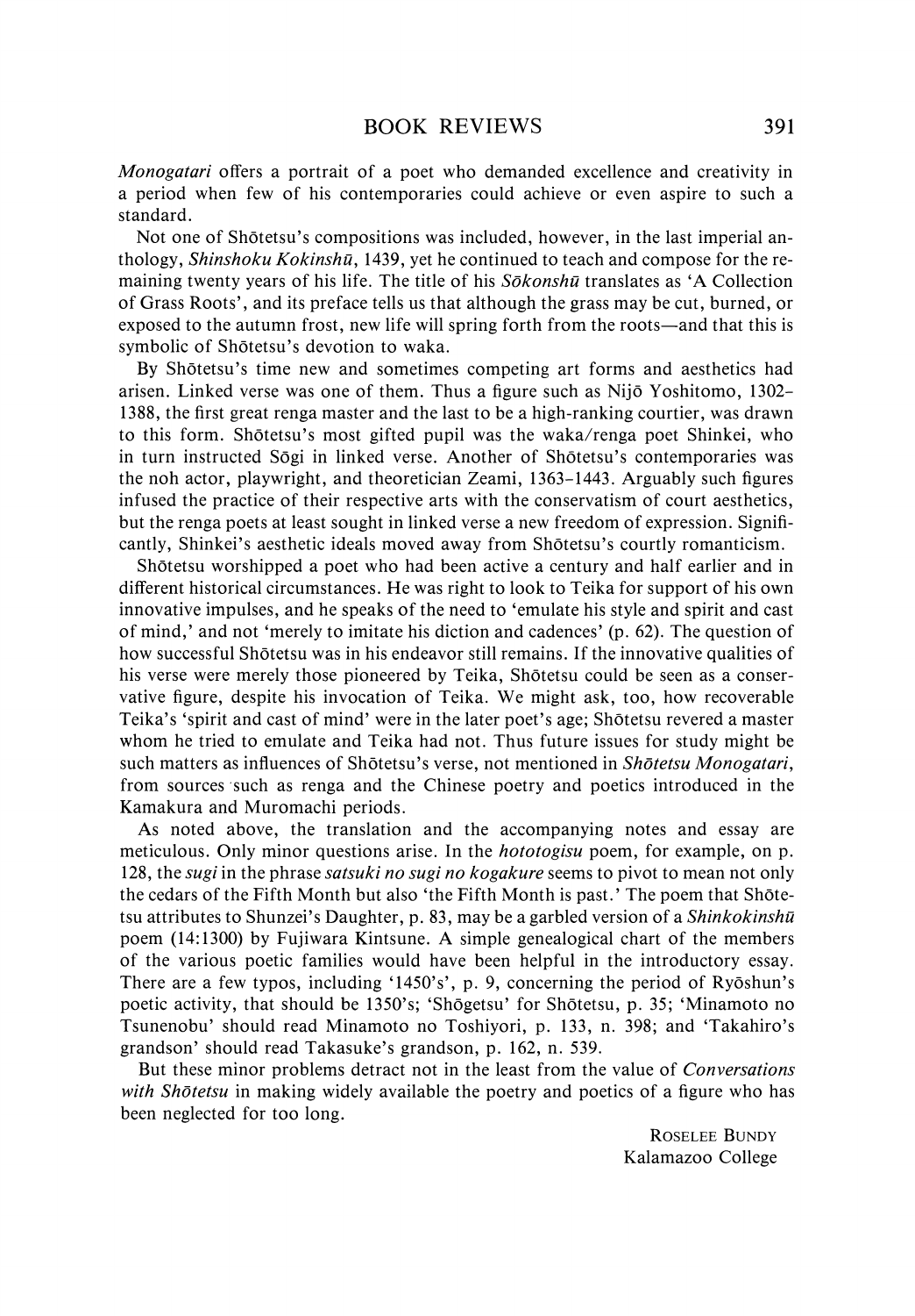*Monogatari* offers a portrait of a poet who demanded excellence and creativity in a period when few of his contemporaries could achieve or even aspire to such a standard.

Not one of Shōtetsu's compositions was included, however, in the last imperial anthology, *Shinshoku Kokinshū*, 1439, yet he continued to teach and compose for the remaining twenty years of his life. The title of his *Sōkonshū* translates as 'A Collection of Grass Roots', and its preface tells us that although the grass may be cut, burned, or exposed to the autumn frost, new life will spring forth from the roots—and that this is symbolic of Shōtetsu's devotion to waka.

By Shōtetsu's time new and sometimes competing art forms and aesthetics had arisen. Linked verse was one of them. Thus a figure such as Nijō Yoshitomo, 1302–1388, the first great renga master and the last to be a high-ranking courtier, was drawn to this form. Shōtetsu's most gifted pupil was the waka/renga poet Shinkei, who in turn instructed Sōgi in linked verse. Another of Shōtetsu's contemporaries was the noh actor, playwright, and theoretician Zeami, 1363–1443. Arguably such figures infused the practice of their respective arts with the conservatism of court aesthetics, but the renga poets at least sought in linked verse a new freedom of expression. Significantly, Shinkei's aesthetic ideals moved away from Shōtetsu's courtly romanticism.

Shōtetsu worshipped a poet who had been active a century and half earlier and in different historical circumstances. He was right to look to Teika for support of his own innovative impulses, and he speaks of the need to 'emulate his style and spirit and cast of mind,' and not 'merely to imitate his diction and cadences' (p. 62). The question of how successful Shōtetsu was in his endeavor still remains. If the innovative qualities of his verse were merely those pioneered by Teika, Shōtetsu could be seen as a conservative figure, despite his invocation of Teika. We might ask, too, how recoverable Teika's 'spirit and cast of mind' were in the later poet's age; Shōtetsu revered a master whom he tried to emulate and Teika had not. Thus future issues for study might be such matters as influences of Shōtetsu's verse, not mentioned in *Shōtetsu Monogatari*, from sources such as renga and the Chinese poetry and poetics introduced in the Kamakura and Muromachi periods.

As noted above, the translation and the accompanying notes and essay are meticulous. Only minor questions arise. In the *hototogisu* poem, for example, on p. 128, the *sugi* in the phrase *satsuki no sugi no kogakure* seems to pivot to mean not only the cedars of the Fifth Month but also 'the Fifth Month is past.' The poem that Shōtetsu attributes to Shunzei's Daughter, p. 83, may be a garbled version of a *Shinkokinshū* poem (14:1300) by Fujiwara Kintsune. A simple genealogical chart of the members of the various poetic families would have been helpful in the introductory essay. There are a few typos, including '1450's', p. 9, concerning the period of Ryōshun's poetic activity, that should be 1350's; 'Shōgetsu' for Shōtetsu, p. 35; 'Minamoto no Tsunenobu' should read Minamoto no Toshiyori, p. 133, n. 398; and 'Takahiro's grandson' should read Takasuke's grandson, p. 162, n. 539.

But these minor problems detract not in the least from the value of *Conversations with Shōtetsu* in making widely available the poetry and poetics of a figure who has been neglected for too long.

ROSELEE BUNDY
Kalamazoo College